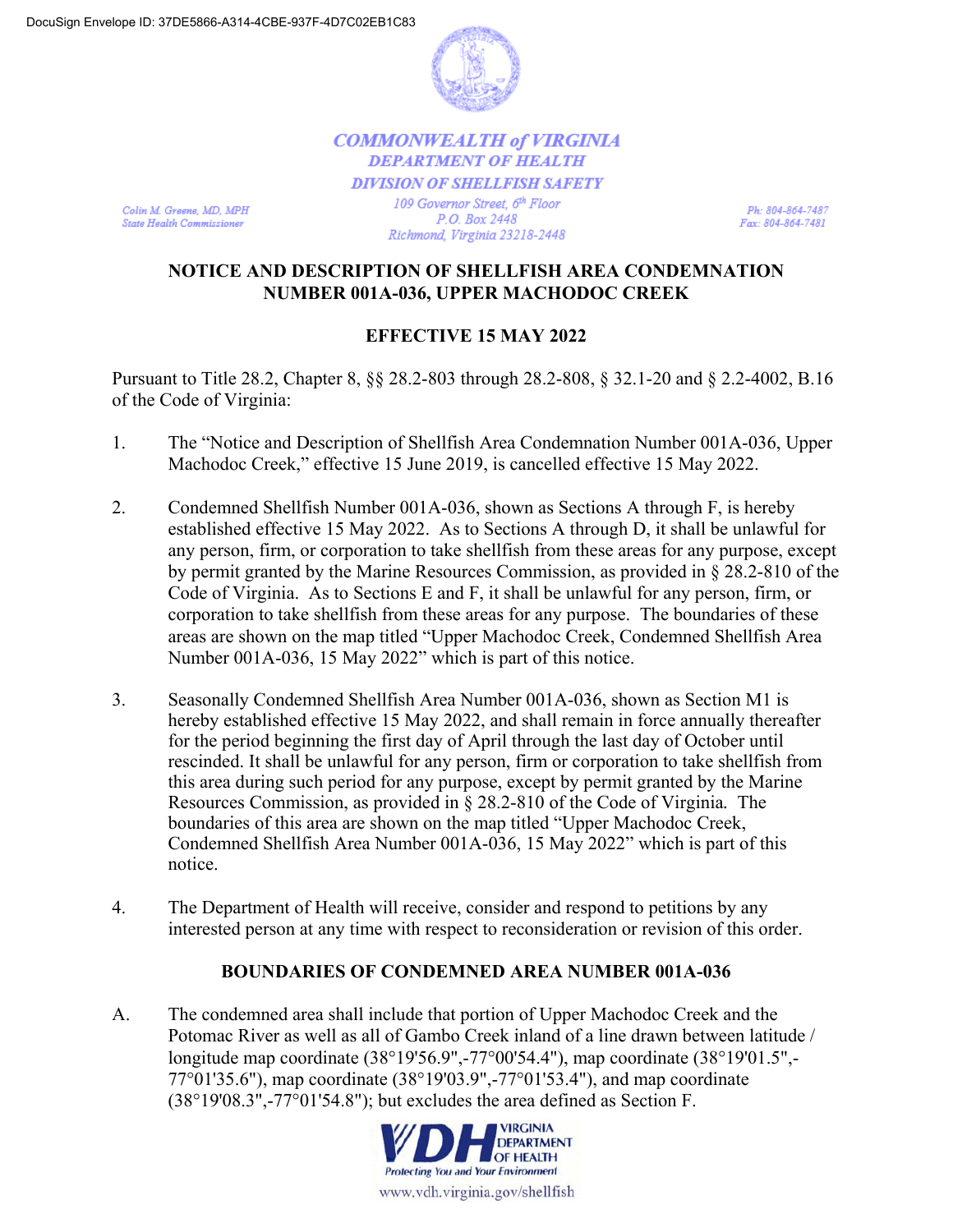DocuSign Envelope ID: 37DE5866-A314-4CBE-937F-4D7C02EB1C83

**COMMONWEALTH of VIRGINIA**
**DEPARTMENT OF HEALTH**
**DIVISION OF SHELLFISH SAFETY**

Colin M. Greene, MD, MPH
State Health Commissioner

109 Governor Street, 6th Floor
P.O. Box 2448
Richmond, Virginia 23218-2448

Ph: 804-864-7487
Fax: 804-864-7481

## NOTICE AND DESCRIPTION OF SHELLFISH AREA CONDEMNATION NUMBER 001A-036, UPPER MACHODOC CREEK

### EFFECTIVE 15 MAY 2022

Pursuant to Title 28.2, Chapter 8, §§ 28.2-803 through 28.2-808, § 32.1-20 and § 2.2-4002, B.16 of the Code of Virginia:

1. The "Notice and Description of Shellfish Area Condemnation Number 001A-036, Upper Machodoc Creek," effective 15 June 2019, is cancelled effective 15 May 2022.

2. Condemned Shellfish Number 001A-036, shown as Sections A through F, is hereby established effective 15 May 2022. As to Sections A through D, it shall be unlawful for any person, firm, or corporation to take shellfish from these areas for any purpose, except by permit granted by the Marine Resources Commission, as provided in § 28.2-810 of the Code of Virginia. As to Sections E and F, it shall be unlawful for any person, firm, or corporation to take shellfish from these areas for any purpose. The boundaries of these areas are shown on the map titled "Upper Machodoc Creek, Condemned Shellfish Area Number 001A-036, 15 May 2022" which is part of this notice.

3. Seasonally Condemned Shellfish Area Number 001A-036, shown as Section M1 is hereby established effective 15 May 2022, and shall remain in force annually thereafter for the period beginning the first day of April through the last day of October until rescinded. It shall be unlawful for any person, firm or corporation to take shellfish from this area during such period for any purpose, except by permit granted by the Marine Resources Commission, as provided in § 28.2-810 of the Code of Virginia. The boundaries of this area are shown on the map titled "Upper Machodoc Creek, Condemned Shellfish Area Number 001A-036, 15 May 2022" which is part of this notice.

4. The Department of Health will receive, consider and respond to petitions by any interested person at any time with respect to reconsideration or revision of this order.

### BOUNDARIES OF CONDEMNED AREA NUMBER 001A-036

A. The condemned area shall include that portion of Upper Machodoc Creek and the Potomac River as well as all of Gambo Creek inland of a line drawn between latitude / longitude map coordinate (38°19'56.9",-77°00'54.4"), map coordinate (38°19'01.5",-77°01'35.6"), map coordinate (38°19'03.9",-77°01'53.4"), and map coordinate (38°19'08.3",-77°01'54.8"); but excludes the area defined as Section F.

VDH VIRGINIA DEPARTMENT OF HEALTH
Protecting You and Your Environment
www.vdh.virginia.gov/shellfish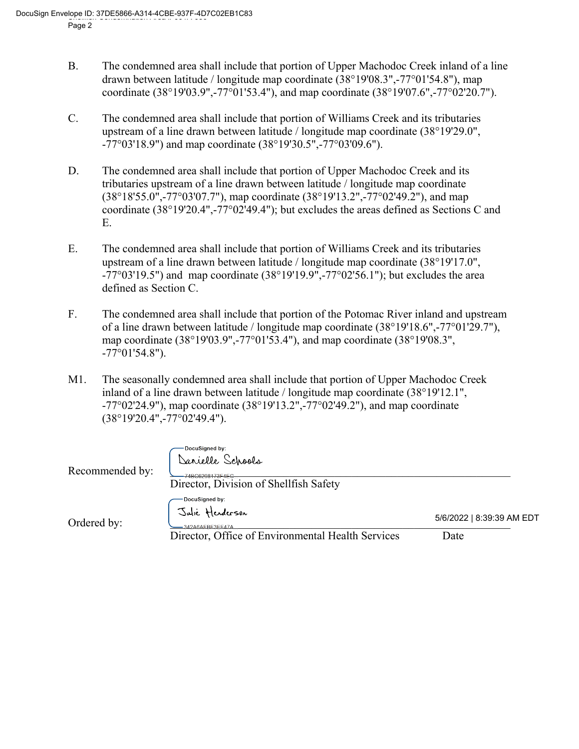B. The condemned area shall include that portion of Upper Machodoc Creek inland of a line drawn between latitude / longitude map coordinate (38°19'08.3",-77°01'54.8"), map coordinate (38°19'03.9",-77°01'53.4"), and map coordinate (38°19'07.6",-77°02'20.7").

C. The condemned area shall include that portion of Williams Creek and its tributaries upstream of a line drawn between latitude / longitude map coordinate (38°19'29.0", -77°03'18.9") and map coordinate (38°19'30.5",-77°03'09.6").

D. The condemned area shall include that portion of Upper Machodoc Creek and its tributaries upstream of a line drawn between latitude / longitude map coordinate (38°18'55.0",-77°03'07.7"), map coordinate (38°19'13.2",-77°02'49.2"), and map coordinate (38°19'20.4",-77°02'49.4"); but excludes the areas defined as Sections C and E.

E. The condemned area shall include that portion of Williams Creek and its tributaries upstream of a line drawn between latitude / longitude map coordinate (38°19'17.0", -77°03'19.5") and map coordinate (38°19'19.9",-77°02'56.1"); but excludes the area defined as Section C.

F. The condemned area shall include that portion of the Potomac River inland and upstream of a line drawn between latitude / longitude map coordinate (38°19'18.6",-77°01'29.7"), map coordinate (38°19'03.9",-77°01'53.4"), and map coordinate (38°19'08.3", -77°01'54.8").

M1. The seasonally condemned area shall include that portion of Upper Machodoc Creek inland of a line drawn between latitude / longitude map coordinate (38°19'12.1", -77°02'24.9"), map coordinate (38°19'13.2",-77°02'49.2"), and map coordinate (38°19'20.4",-77°02'49.4").

Recommended by: DocuSigned by: Danielle Schools
74BC6298173F4EC
Director, Division of Shellfish Safety

Ordered by: DocuSigned by: Julie Henderson
342A6AEBE3EE47A
Director, Office of Environmental Health Services

5/6/2022 | 8:39:39 AM EDT
Date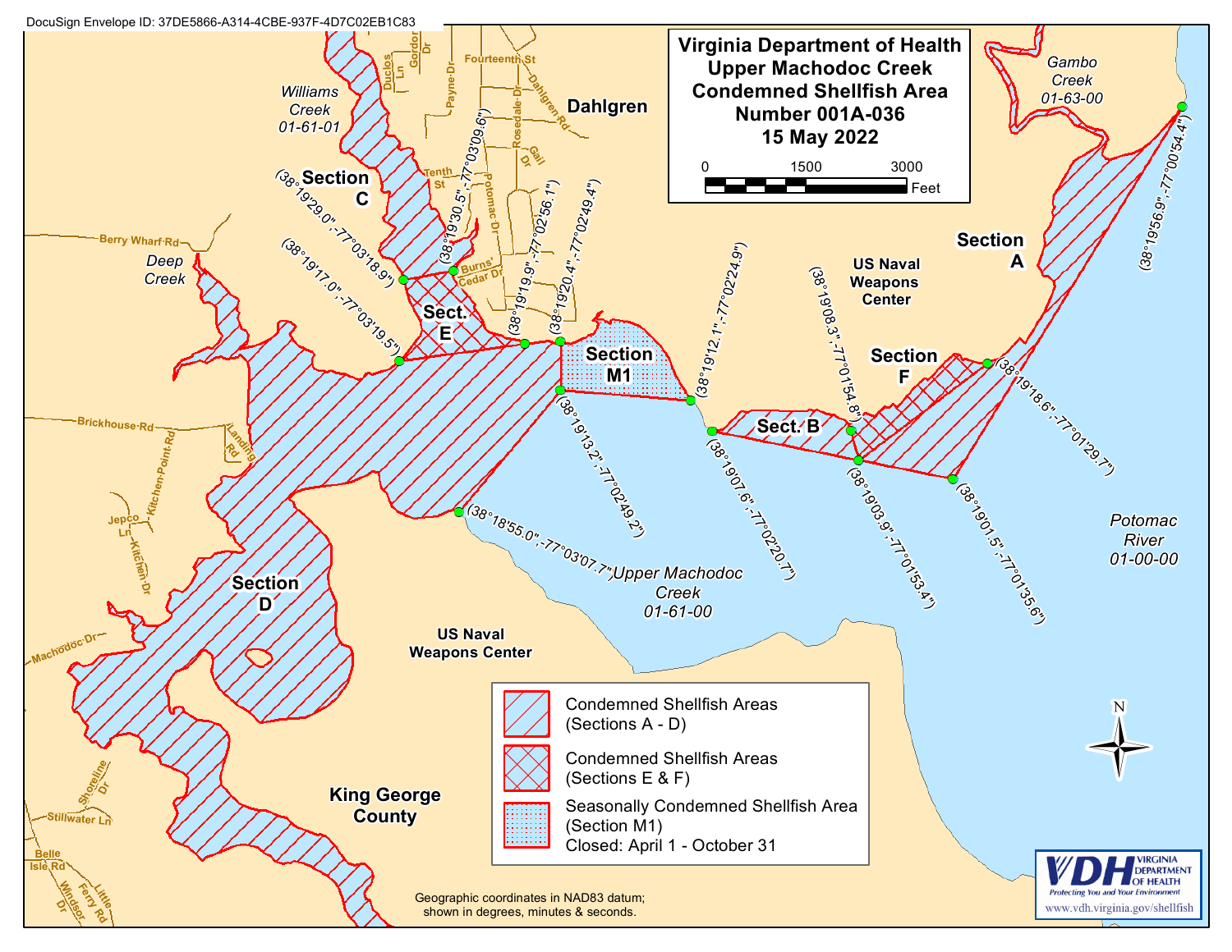DocuSign Envelope ID: 37DE5866-A314-4CBE-937F-4D7C02EB1C83

# Virginia Department of Health
# Upper Machodoc Creek
# Condemned Shellfish Area
# Number 001A-036
# 15 May 2022

0 1500 3000
Feet

Gambo Creek 01-63-00

Williams Creek 01-61-01

Dahlgren

Section A

Section C

Section D

Sect. E

Section M1

Sect. B

Section F

Deep Creek

US Naval Weapons Center

Upper Machodoc Creek 01-61-00

Potomac River 01-00-00

King George County

(38°19'56.9",-77°00'54.4")

(38°19'29.0",-77°03'18.9")

(38°19'30.5",-77°03'09.6")

(38°19'17.0",-77°03'19.5")

(38°19'19.9",-77°02'56.1")

(38°19'20.4",-77°02'49.4")

(38°19'13.2",-77°02'49.2")

(38°19'12.1",-77°02'24.9")

(38°19'07.6",-77°02'20.7")

(38°19'08.3",-77°01'54.8")

(38°19'03.9",-77°01'53.4")

(38°19'18.6",-77°01'29.7")

(38°19'01.5",-77°01'35.6")

(38°18'55.0",-77°03'07.7")

Berry Wharf Rd, Brickhouse Rd, Landing Rd, Kitchen Point Rd, Jepco Ln, Kitchen Dr, Machodoc Dr, Shoreline Dr, Stillwater Ln, Belle Isle Rd, Windsor Dr, Little Ferry Rd, Duclos Ln, Gordon Dr, Payne Dr, Fourteenth St, Dahlgren Rd, Rosedale Dr, Gail Dr, Potomac Dr, Tenth St, Burns' Cedar Dr

Condemned Shellfish Areas (Sections A - D)

Condemned Shellfish Areas (Sections E & F)

Seasonally Condemned Shellfish Area (Section M1) Closed: April 1 - October 31

Geographic coordinates in NAD83 datum; shown in degrees, minutes & seconds.

VDH VIRGINIA DEPARTMENT OF HEALTH
Protecting You and Your Environment
www.vdh.virginia.gov/shellfish